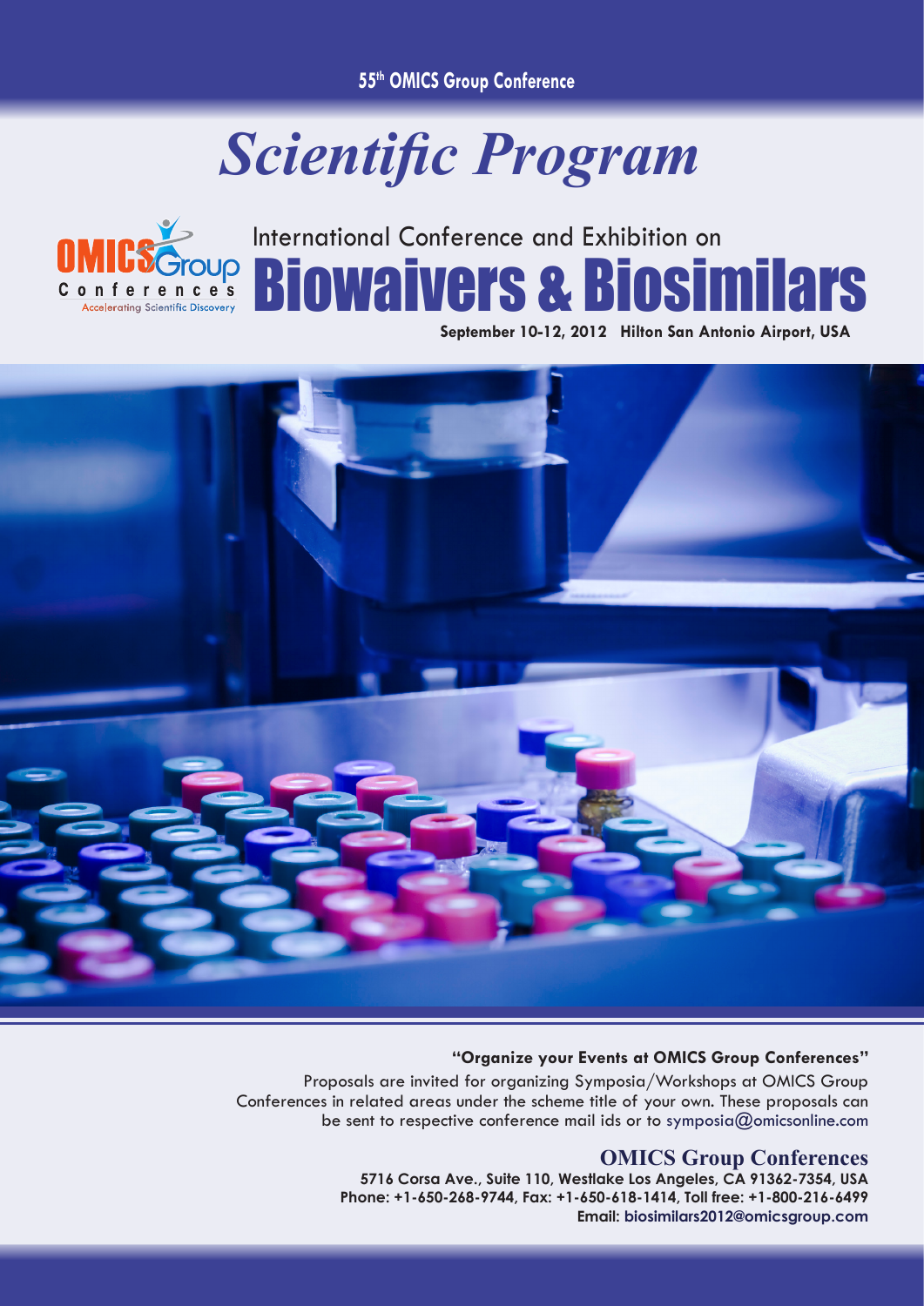55th OMICS Group Conference

# *Scientific Program*

OMICS Group Conferences
Accelerating Scientific Discovery

International Conference and Exhibition on

# Biowaivers & Biosimilars

**September 10-12, 2012 Hilton San Antonio Airport, USA**

**"Organize your Events at OMICS Group Conferences"**

Proposals are invited for organizing Symposia/Workshops at OMICS Group Conferences in related areas under the scheme title of your own. These proposals can be sent to respective conference mail ids or to symposia@omicsonline.com

## OMICS Group Conferences

**5716 Corsa Ave., Suite 110, Westlake Los Angeles, CA 91362-7354, USA**
**Phone: +1-650-268-9744, Fax: +1-650-618-1414, Toll free: +1-800-216-6499**
**Email: biosimilars2012@omicsgroup.com**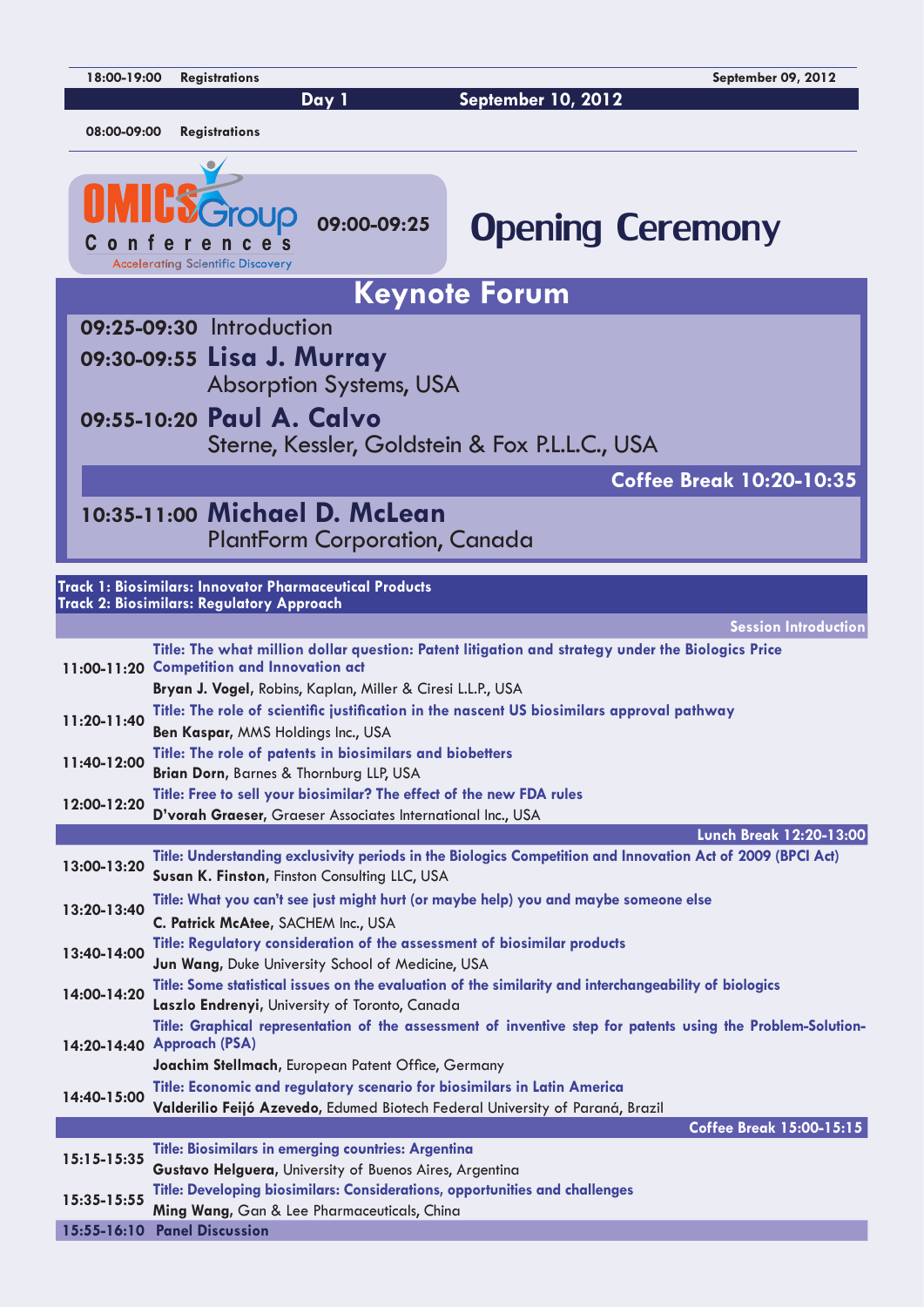**18:00-19:00** **Registrations** **September 09, 2012**

## Day 1 — September 10, 2012

**08:00-09:00** **Registrations**

OMICS Group Conferences
Accelerating Scientific Discovery

**09:00-09:25** **Opening Ceremony**

# Keynote Forum

**09:25-09:30** Introduction

**09:30-09:55** **Lisa J. Murray**
Absorption Systems, USA

**09:55-10:20** **Paul A. Calvo**
Sterne, Kessler, Goldstein & Fox P.L.L.C., USA

**Coffee Break 10:20-10:35**

**10:35-11:00** **Michael D. McLean**
PlantForm Corporation, Canada

## Track 1: Biosimilars: Innovator Pharmaceutical Products
## Track 2: Biosimilars: Regulatory Approach

**Session Introduction**

| Time | Session |
|---|---|
| 11:00-11:20 | **Title: The what million dollar question: Patent litigation and strategy under the Biologics Price Competition and Innovation act**<br>**Bryan J. Vogel**, Robins, Kaplan, Miller & Ciresi L.L.P., USA |
| 11:20-11:40 | **Title: The role of scientific justification in the nascent US biosimilars approval pathway**<br>**Ben Kaspar**, MMS Holdings Inc., USA |
| 11:40-12:00 | **Title: The role of patents in biosimilars and biobetters**<br>**Brian Dorn**, Barnes & Thornburg LLP, USA |
| 12:00-12:20 | **Title: Free to sell your biosimilar? The effect of the new FDA rules**<br>**D'vorah Graeser**, Graeser Associates International Inc., USA |
| | **Lunch Break 12:20-13:00** |
| 13:00-13:20 | **Title: Understanding exclusivity periods in the Biologics Competition and Innovation Act of 2009 (BPCI Act)**<br>**Susan K. Finston**, Finston Consulting LLC, USA |
| 13:20-13:40 | **Title: What you can't see just might hurt (or maybe help) you and maybe someone else**<br>**C. Patrick McAtee**, SACHEM Inc., USA |
| 13:40-14:00 | **Title: Regulatory consideration of the assessment of biosimilar products**<br>**Jun Wang**, Duke University School of Medicine, USA |
| 14:00-14:20 | **Title: Some statistical issues on the evaluation of the similarity and interchangeability of biologics**<br>**Laszlo Endrenyi**, University of Toronto, Canada |
| 14:20-14:40 | **Title: Graphical representation of the assessment of inventive step for patents using the Problem-Solution-Approach (PSA)**<br>**Joachim Stellmach**, European Patent Office, Germany |
| 14:40-15:00 | **Title: Economic and regulatory scenario for biosimilars in Latin America**<br>**Valderilio Feijó Azevedo**, Edumed Biotech Federal University of Paraná, Brazil |
| | **Coffee Break 15:00-15:15** |
| 15:15-15:35 | **Title: Biosimilars in emerging countries: Argentina**<br>**Gustavo Helguera**, University of Buenos Aires, Argentina |
| 15:35-15:55 | **Title: Developing biosimilars: Considerations, opportunities and challenges**<br>**Ming Wang**, Gan & Lee Pharmaceuticals, China |
| 15:55-16:10 | **Panel Discussion** |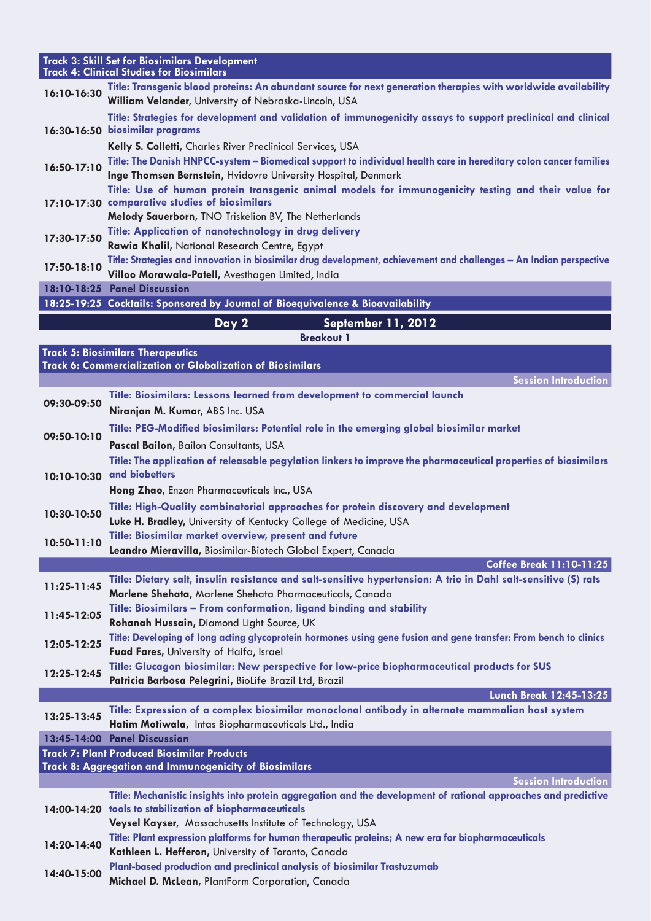**Track 3: Skill Set for Biosimilars Development**
**Track 4: Clinical Studies for Biosimilars**

| Time | Session |
|---|---|
| 16:10-16:30 | **Title: Transgenic blood proteins: An abundant source for next generation therapies with worldwide availability**<br>**William Velander**, University of Nebraska-Lincoln, USA |
| 16:30-16:50 | **Title: Strategies for development and validation of immunogenicity assays to support preclinical and clinical biosimilar programs**<br>**Kelly S. Colletti**, Charles River Preclinical Services, USA |
| 16:50-17:10 | **Title: The Danish HNPCC-system – Biomedical support to individual health care in hereditary colon cancer families**<br>**Inge Thomsen Bernstein**, Hvidovre University Hospital, Denmark |
| 17:10-17:30 | **Title: Use of human protein transgenic animal models for immunogenicity testing and their value for comparative studies of biosimilars**<br>**Melody Sauerborn**, TNO Triskelion BV, The Netherlands |
| 17:30-17:50 | **Title: Application of nanotechnology in drug delivery**<br>**Rawia Khalil**, National Research Centre, Egypt |
| 17:50-18:10 | **Title: Strategies and innovation in biosimilar drug development, achievement and challenges – An Indian perspective**<br>**Villoo Morawala-Patell**, Avesthagen Limited, India |
| 18:10-18:25 | **Panel Discussion** |
| 18:25-19:25 | **Cocktails: Sponsored by Journal of Bioequivalence & Bioavailability** |

## Day 2 — September 11, 2012

**Breakout 1**

**Track 5: Biosimilars Therapeutics**
**Track 6: Commercialization or Globalization of Biosimilars**

**Session Introduction**

| Time | Session |
|---|---|
| 09:30-09:50 | **Title: Biosimilars: Lessons learned from development to commercial launch**<br>**Niranjan M. Kumar**, ABS Inc. USA |
| 09:50-10:10 | **Title: PEG-Modified biosimilars: Potential role in the emerging global biosimilar market**<br>**Pascal Bailon**, Bailon Consultants, USA |
| 10:10-10:30 | **Title: The application of releasable pegylation linkers to improve the pharmaceutical properties of biosimilars and biobetters**<br>**Hong Zhao**, Enzon Pharmaceuticals Inc., USA |
| 10:30-10:50 | **Title: High-Quality combinatorial approaches for protein discovery and development**<br>**Luke H. Bradley**, University of Kentucky College of Medicine, USA |
| 10:50-11:10 | **Title: Biosimilar market overview, present and future**<br>**Leandro Mieravilla**, Biosimilar-Biotech Global Expert, Canada |
| | **Coffee Break 11:10-11:25** |
| 11:25-11:45 | **Title: Dietary salt, insulin resistance and salt-sensitive hypertension: A trio in Dahl salt-sensitive (S) rats**<br>**Marlene Shehata**, Marlene Shehata Pharmaceuticals, Canada |
| 11:45-12:05 | **Title: Biosimilars – From conformation, ligand binding and stability**<br>**Rohanah Hussain**, Diamond Light Source, UK |
| 12:05-12:25 | **Title: Developing of long acting glycoprotein hormones using gene fusion and gene transfer: From bench to clinics**<br>**Fuad Fares**, University of Haifa, Israel |
| 12:25-12:45 | **Title: Glucagon biosimilar: New perspective for low-price biopharmaceutical products for SUS**<br>**Patricia Barbosa Pelegrini**, BioLife Brazil Ltd, Brazil |
| | **Lunch Break 12:45-13:25** |
| 13:25-13:45 | **Title: Expression of a complex biosimilar monoclonal antibody in alternate mammalian host system**<br>**Hatim Motiwala**, Intas Biopharmaceuticals Ltd., India |
| 13:45-14:00 | **Panel Discussion** |

**Track 7: Plant Produced Biosimilar Products**
**Track 8: Aggregation and Immunogenicity of Biosimilars**

**Session Introduction**

| Time | Session |
|---|---|
| 14:00-14:20 | **Title: Mechanistic insights into protein aggregation and the development of rational approaches and predictive tools to stabilization of biopharmaceuticals**<br>**Veysel Kayser**, Massachusetts Institute of Technology, USA |
| 14:20-14:40 | **Title: Plant expression platforms for human therapeutic proteins; A new era for biopharmaceuticals**<br>**Kathleen L. Hefferon**, University of Toronto, Canada |
| 14:40-15:00 | **Plant-based production and preclinical analysis of biosimilar Trastuzumab**<br>**Michael D. McLean**, PlantForm Corporation, Canada |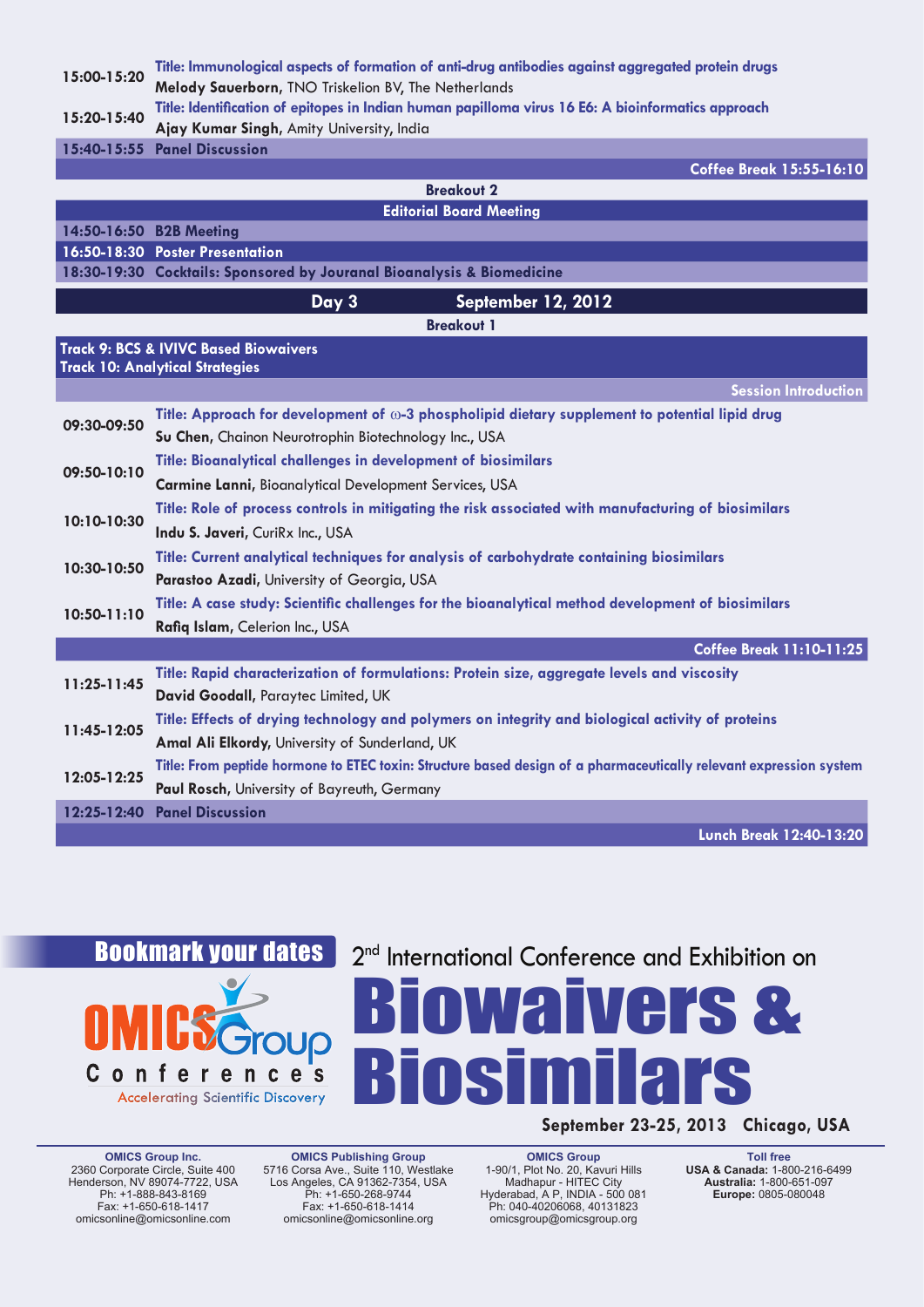| | |
|---|---|
| 15:00-15:20 | Title: Immunological aspects of formation of anti-drug antibodies against aggregated protein drugs<br>**Melody Sauerborn**, TNO Triskelion BV, The Netherlands |
| 15:20-15:40 | Title: Identification of epitopes in Indian human papilloma virus 16 E6: A bioinformatics approach<br>**Ajay Kumar Singh**, Amity University, India |
| **15:40-15:55** | **Panel Discussion** |
| | **Coffee Break 15:55-16:10** |

**Breakout 2**

**Editorial Board Meeting**

| | |
|---|---|
| **14:50-16:50** | **B2B Meeting** |
| **16:50-18:30** | **Poster Presentation** |
| **18:30-19:30** | **Cocktails: Sponsored by Jouranal Bioanalysis & Biomedicine** |

## Day 3 September 12, 2012

**Breakout 1**

**Track 9: BCS & IVIVC Based Biowaivers**
**Track 10: Analytical Strategies**

**Session Introduction**

| | |
|---|---|
| 09:30-09:50 | Title: Approach for development of ω-3 phospholipid dietary supplement to potential lipid drug<br>**Su Chen**, Chainon Neurotrophin Biotechnology Inc., USA |
| 09:50-10:10 | Title: Bioanalytical challenges in development of biosimilars<br>**Carmine Lanni**, Bioanalytical Development Services, USA |
| 10:10-10:30 | Title: Role of process controls in mitigating the risk associated with manufacturing of biosimilars<br>**Indu S. Javeri**, CuriRx Inc., USA |
| 10:30-10:50 | Title: Current analytical techniques for analysis of carbohydrate containing biosimilars<br>**Parastoo Azadi**, University of Georgia, USA |
| 10:50-11:10 | Title: A case study: Scientific challenges for the bioanalytical method development of biosimilars<br>**Rafiq Islam**, Celerion Inc., USA |
| | **Coffee Break 11:10-11:25** |
| 11:25-11:45 | Title: Rapid characterization of formulations: Protein size, aggregate levels and viscosity<br>**David Goodall**, Paraytec Limited, UK |
| 11:45-12:05 | Title: Effects of drying technology and polymers on integrity and biological activity of proteins<br>**Amal Ali Elkordy**, University of Sunderland, UK |
| 12:05-12:25 | Title: From peptide hormone to ETEC toxin: Structure based design of a pharmaceutically relevant expression system<br>**Paul Rosch**, University of Bayreuth, Germany |
| **12:25-12:40** | **Panel Discussion** |
| | **Lunch Break 12:40-13:20** |

**Bookmark your dates**

OMICS Group Conferences
Accelerating Scientific Discovery

2nd International Conference and Exhibition on

# Biowaivers & Biosimilars

**September 23-25, 2013 Chicago, USA**

**OMICS Group Inc.**
2360 Corporate Circle, Suite 400
Henderson, NV 89074-7722, USA
Ph: +1-888-843-8169
Fax: +1-650-618-1417
omicsonline@omicsonline.com

**OMICS Publishing Group**
5716 Corsa Ave., Suite 110, Westlake
Los Angeles, CA 91362-7354, USA
Ph: +1-650-268-9744
Fax: +1-650-618-1414
omicsonline@omicsonline.org

**OMICS Group**
1-90/1, Plot No. 20, Kavuri Hills
Madhapur - HITEC City
Hyderabad, A P, INDIA - 500 081
Ph: 040-40206068, 40131823
omicsgroup@omicsgroup.org

**Toll free**
**USA & Canada:** 1-800-216-6499
**Australia:** 1-800-651-097
**Europe:** 0805-080048